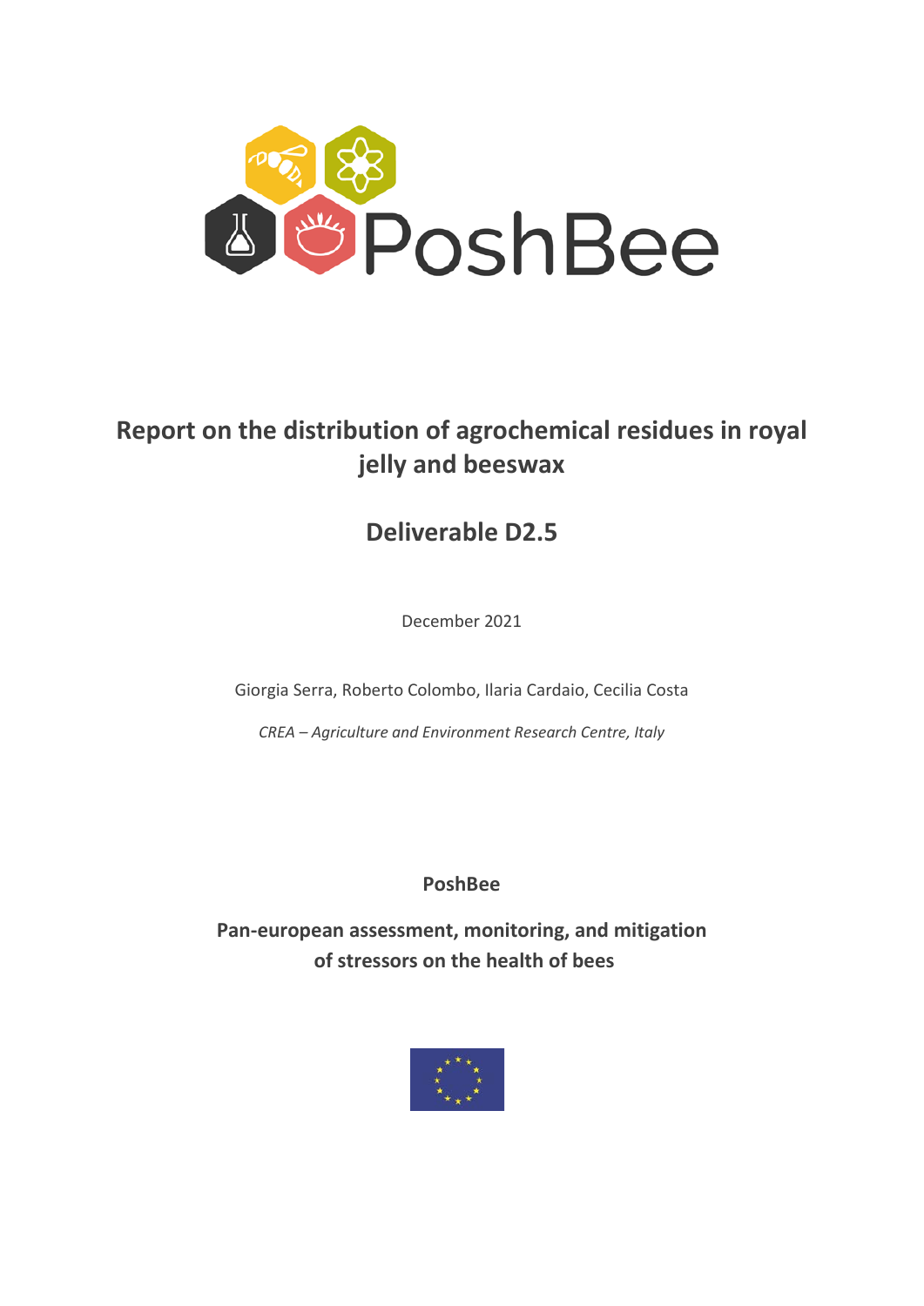PoshBee

# Report on the distribution of agrochemical residues in royal jelly and beeswax

## Deliverable D2.5

December 2021

Giorgia Serra, Roberto Colombo, Ilaria Cardaio, Cecilia Costa

*CREA – Agriculture and Environment Research Centre, Italy*

**PoshBee**

**Pan-european assessment, monitoring, and mitigation of stressors on the health of bees**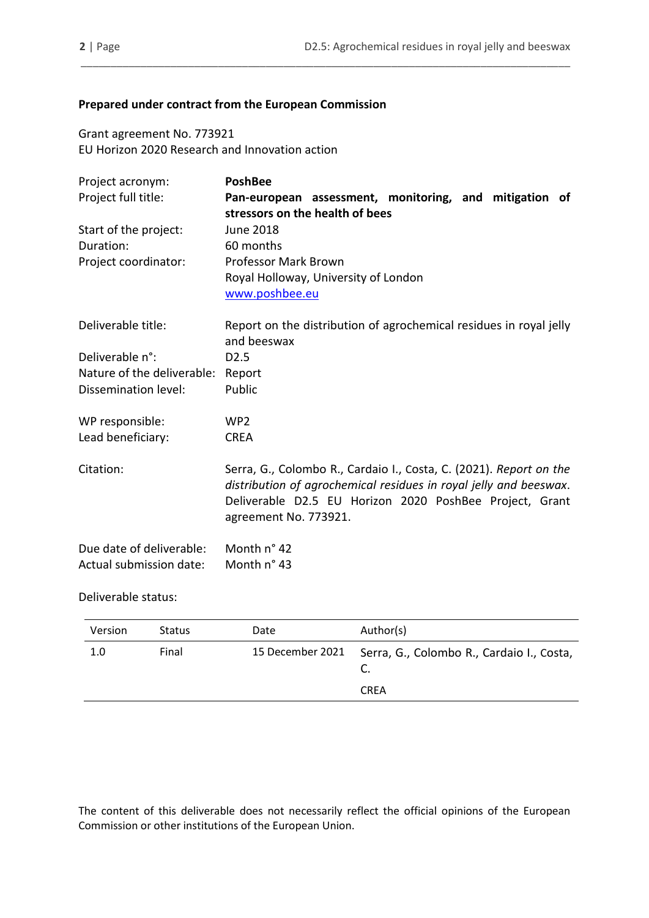**Prepared under contract from the European Commission**

Grant agreement No. 773921
EU Horizon 2020 Research and Innovation action

| | |
|---|---|
| Project acronym: | **PoshBee** |
| Project full title: | **Pan-european assessment, monitoring, and mitigation of stressors on the health of bees** |
| Start of the project: | June 2018 |
| Duration: | 60 months |
| Project coordinator: | Professor Mark Brown<br>Royal Holloway, University of London<br>[www.poshbee.eu](http://www.poshbee.eu) |
| Deliverable title: | Report on the distribution of agrochemical residues in royal jelly and beeswax |
| Deliverable n°: | D2.5 |
| Nature of the deliverable: | Report |
| Dissemination level: | Public |
| WP responsible: | WP2 |
| Lead beneficiary: | CREA |
| Citation: | Serra, G., Colombo R., Cardaio I., Costa, C. (2021). *Report on the distribution of agrochemical residues in royal jelly and beeswax*. Deliverable D2.5 EU Horizon 2020 PoshBee Project, Grant agreement No. 773921. |
| Due date of deliverable: | Month n° 42 |
| Actual submission date: | Month n° 43 |

Deliverable status:

| Version | Status | Date | Author(s) |
|---|---|---|---|
| 1.0 | Final | 15 December 2021 | Serra, G., Colombo R., Cardaio I., Costa, C.<br>CREA |

The content of this deliverable does not necessarily reflect the official opinions of the European Commission or other institutions of the European Union.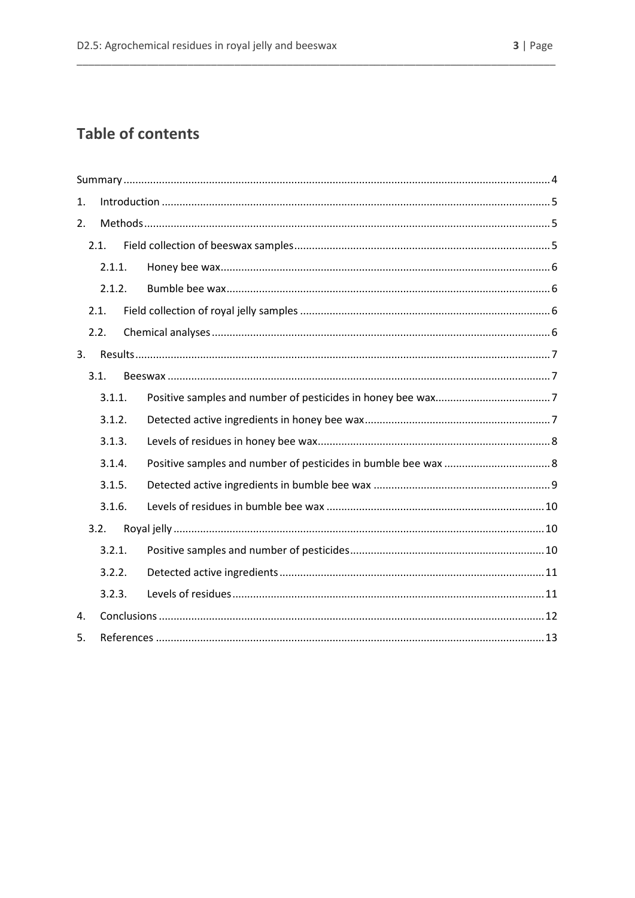# Table of contents

- Summary ........................................................................ 4
- 1. Introduction ........................................................................ 5
- 2. Methods ........................................................................ 5
  - 2.1. Field collection of beeswax samples ........................................................................ 5
    - 2.1.1. Honey bee wax ........................................................................ 6
    - 2.1.2. Bumble bee wax ........................................................................ 6
  - 2.1. Field collection of royal jelly samples ........................................................................ 6
  - 2.2. Chemical analyses ........................................................................ 6
- 3. Results ........................................................................ 7
  - 3.1. Beeswax ........................................................................ 7
    - 3.1.1. Positive samples and number of pesticides in honey bee wax ........................................................................ 7
    - 3.1.2. Detected active ingredients in honey bee wax ........................................................................ 7
    - 3.1.3. Levels of residues in honey bee wax ........................................................................ 8
    - 3.1.4. Positive samples and number of pesticides in bumble bee wax ........................................................................ 8
    - 3.1.5. Detected active ingredients in bumble bee wax ........................................................................ 9
    - 3.1.6. Levels of residues in bumble bee wax ........................................................................ 10
  - 3.2. Royal jelly ........................................................................ 10
    - 3.2.1. Positive samples and number of pesticides ........................................................................ 10
    - 3.2.2. Detected active ingredients ........................................................................ 11
    - 3.2.3. Levels of residues ........................................................................ 11
- 4. Conclusions ........................................................................ 12
- 5. References ........................................................................ 13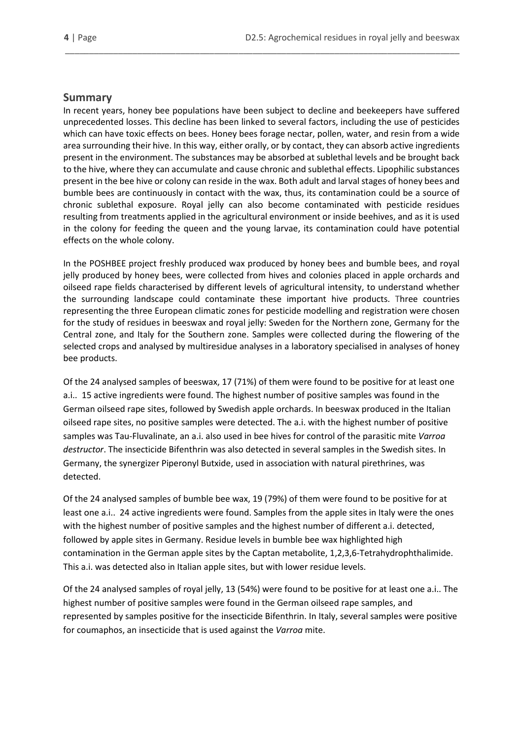## Summary

In recent years, honey bee populations have been subject to decline and beekeepers have suffered unprecedented losses. This decline has been linked to several factors, including the use of pesticides which can have toxic effects on bees. Honey bees forage nectar, pollen, water, and resin from a wide area surrounding their hive. In this way, either orally, or by contact, they can absorb active ingredients present in the environment. The substances may be absorbed at sublethal levels and be brought back to the hive, where they can accumulate and cause chronic and sublethal effects. Lipophilic substances present in the bee hive or colony can reside in the wax. Both adult and larval stages of honey bees and bumble bees are continuously in contact with the wax, thus, its contamination could be a source of chronic sublethal exposure. Royal jelly can also become contaminated with pesticide residues resulting from treatments applied in the agricultural environment or inside beehives, and as it is used in the colony for feeding the queen and the young larvae, its contamination could have potential effects on the whole colony.

In the POSHBEE project freshly produced wax produced by honey bees and bumble bees, and royal jelly produced by honey bees, were collected from hives and colonies placed in apple orchards and oilseed rape fields characterised by different levels of agricultural intensity, to understand whether the surrounding landscape could contaminate these important hive products. Three countries representing the three European climatic zones for pesticide modelling and registration were chosen for the study of residues in beeswax and royal jelly: Sweden for the Northern zone, Germany for the Central zone, and Italy for the Southern zone. Samples were collected during the flowering of the selected crops and analysed by multiresidue analyses in a laboratory specialised in analyses of honey bee products.

Of the 24 analysed samples of beeswax, 17 (71%) of them were found to be positive for at least one a.i.. 15 active ingredients were found. The highest number of positive samples was found in the German oilseed rape sites, followed by Swedish apple orchards. In beeswax produced in the Italian oilseed rape sites, no positive samples were detected. The a.i. with the highest number of positive samples was Tau-Fluvalinate, an a.i. also used in bee hives for control of the parasitic mite *Varroa destructor*. The insecticide Bifenthrin was also detected in several samples in the Swedish sites. In Germany, the synergizer Piperonyl Butxide, used in association with natural pirethrines, was detected.

Of the 24 analysed samples of bumble bee wax, 19 (79%) of them were found to be positive for at least one a.i.. 24 active ingredients were found. Samples from the apple sites in Italy were the ones with the highest number of positive samples and the highest number of different a.i. detected, followed by apple sites in Germany. Residue levels in bumble bee wax highlighted high contamination in the German apple sites by the Captan metabolite, 1,2,3,6-Tetrahydrophthalimide. This a.i. was detected also in Italian apple sites, but with lower residue levels.

Of the 24 analysed samples of royal jelly, 13 (54%) were found to be positive for at least one a.i.. The highest number of positive samples were found in the German oilseed rape samples, and represented by samples positive for the insecticide Bifenthrin. In Italy, several samples were positive for coumaphos, an insecticide that is used against the *Varroa* mite.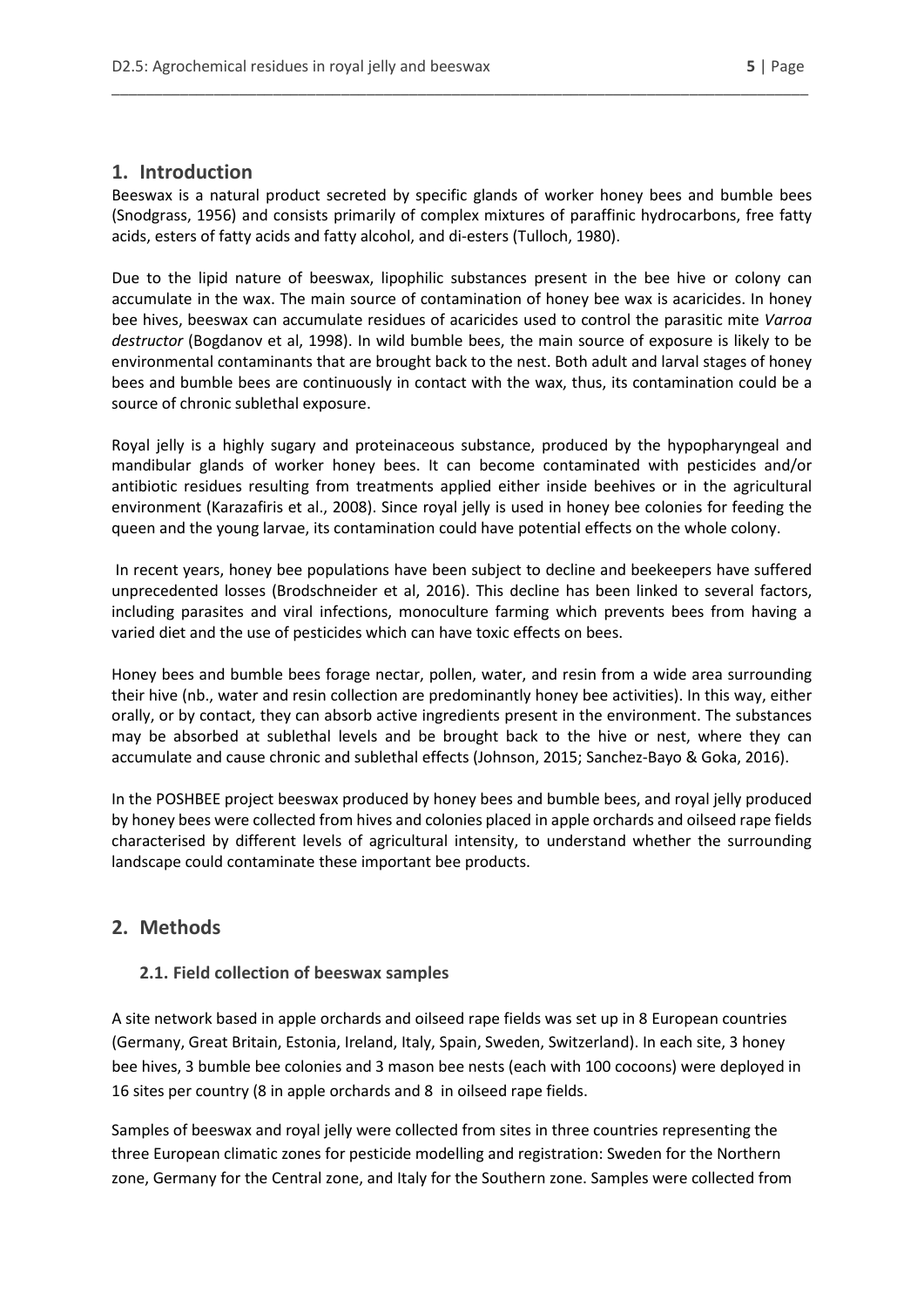## 1. Introduction

Beeswax is a natural product secreted by specific glands of worker honey bees and bumble bees (Snodgrass, 1956) and consists primarily of complex mixtures of paraffinic hydrocarbons, free fatty acids, esters of fatty acids and fatty alcohol, and di-esters (Tulloch, 1980).

Due to the lipid nature of beeswax, lipophilic substances present in the bee hive or colony can accumulate in the wax. The main source of contamination of honey bee wax is acaricides. In honey bee hives, beeswax can accumulate residues of acaricides used to control the parasitic mite *Varroa destructor* (Bogdanov et al, 1998). In wild bumble bees, the main source of exposure is likely to be environmental contaminants that are brought back to the nest. Both adult and larval stages of honey bees and bumble bees are continuously in contact with the wax, thus, its contamination could be a source of chronic sublethal exposure.

Royal jelly is a highly sugary and proteinaceous substance, produced by the hypopharyngeal and mandibular glands of worker honey bees. It can become contaminated with pesticides and/or antibiotic residues resulting from treatments applied either inside beehives or in the agricultural environment (Karazafiris et al., 2008). Since royal jelly is used in honey bee colonies for feeding the queen and the young larvae, its contamination could have potential effects on the whole colony.

In recent years, honey bee populations have been subject to decline and beekeepers have suffered unprecedented losses (Brodschneider et al, 2016). This decline has been linked to several factors, including parasites and viral infections, monoculture farming which prevents bees from having a varied diet and the use of pesticides which can have toxic effects on bees.

Honey bees and bumble bees forage nectar, pollen, water, and resin from a wide area surrounding their hive (nb., water and resin collection are predominantly honey bee activities). In this way, either orally, or by contact, they can absorb active ingredients present in the environment. The substances may be absorbed at sublethal levels and be brought back to the hive or nest, where they can accumulate and cause chronic and sublethal effects (Johnson, 2015; Sanchez-Bayo & Goka, 2016).

In the POSHBEE project beeswax produced by honey bees and bumble bees, and royal jelly produced by honey bees were collected from hives and colonies placed in apple orchards and oilseed rape fields characterised by different levels of agricultural intensity, to understand whether the surrounding landscape could contaminate these important bee products.

## 2. Methods

### 2.1. Field collection of beeswax samples

A site network based in apple orchards and oilseed rape fields was set up in 8 European countries (Germany, Great Britain, Estonia, Ireland, Italy, Spain, Sweden, Switzerland). In each site, 3 honey bee hives, 3 bumble bee colonies and 3 mason bee nests (each with 100 cocoons) were deployed in 16 sites per country (8 in apple orchards and 8 in oilseed rape fields.

Samples of beeswax and royal jelly were collected from sites in three countries representing the three European climatic zones for pesticide modelling and registration: Sweden for the Northern zone, Germany for the Central zone, and Italy for the Southern zone. Samples were collected from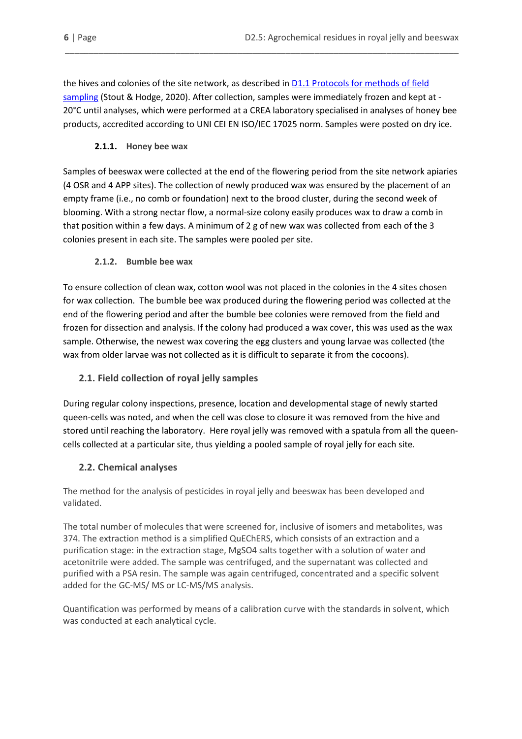the hives and colonies of the site network, as described in [D1.1 Protocols for methods of field sampling](#) (Stout & Hodge, 2020). After collection, samples were immediately frozen and kept at -20°C until analyses, which were performed at a CREA laboratory specialised in analyses of honey bee products, accredited according to UNI CEI EN ISO/IEC 17025 norm. Samples were posted on dry ice.

#### 2.1.1. Honey bee wax

Samples of beeswax were collected at the end of the flowering period from the site network apiaries (4 OSR and 4 APP sites). The collection of newly produced wax was ensured by the placement of an empty frame (i.e., no comb or foundation) next to the brood cluster, during the second week of blooming. With a strong nectar flow, a normal-size colony easily produces wax to draw a comb in that position within a few days. A minimum of 2 g of new wax was collected from each of the 3 colonies present in each site. The samples were pooled per site.

#### 2.1.2. Bumble bee wax

To ensure collection of clean wax, cotton wool was not placed in the colonies in the 4 sites chosen for wax collection. The bumble bee wax produced during the flowering period was collected at the end of the flowering period and after the bumble bee colonies were removed from the field and frozen for dissection and analysis. If the colony had produced a wax cover, this was used as the wax sample. Otherwise, the newest wax covering the egg clusters and young larvae was collected (the wax from older larvae was not collected as it is difficult to separate it from the cocoons).

### 2.1. Field collection of royal jelly samples

During regular colony inspections, presence, location and developmental stage of newly started queen-cells was noted, and when the cell was close to closure it was removed from the hive and stored until reaching the laboratory. Here royal jelly was removed with a spatula from all the queen-cells collected at a particular site, thus yielding a pooled sample of royal jelly for each site.

### 2.2. Chemical analyses

The method for the analysis of pesticides in royal jelly and beeswax has been developed and validated.

The total number of molecules that were screened for, inclusive of isomers and metabolites, was 374. The extraction method is a simplified QuEChERS, which consists of an extraction and a purification stage: in the extraction stage, $MgSO_4$ salts together with a solution of water and acetonitrile were added. The sample was centrifuged, and the supernatant was collected and purified with a PSA resin. The sample was again centrifuged, concentrated and a specific solvent added for the GC-MS/ MS or LC-MS/MS analysis.

Quantification was performed by means of a calibration curve with the standards in solvent, which was conducted at each analytical cycle.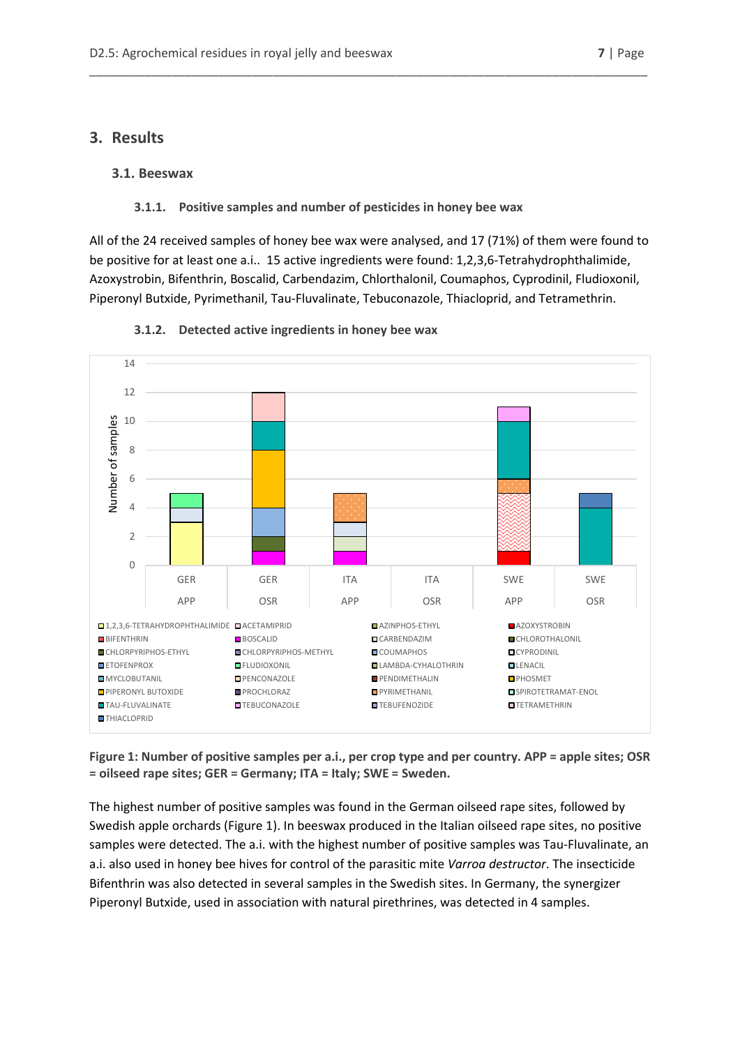## 3. Results

### 3.1. Beeswax

#### 3.1.1. Positive samples and number of pesticides in honey bee wax

All of the 24 received samples of honey bee wax were analysed, and 17 (71%) of them were found to be positive for at least one a.i.. 15 active ingredients were found: 1,2,3,6-Tetrahydrophthalimide, Azoxystrobin, Bifenthrin, Boscalid, Carbendazim, Chlorthalonil, Coumaphos, Cyprodinil, Fludioxonil, Piperonyl Butxide, Pyrimethanil, Tau-Fluvalinate, Tebuconazole, Thiacloprid, and Tetramethrin.

#### 3.1.2. Detected active ingredients in honey bee wax

**Figure 1: Number of positive samples per a.i., per crop type and per country. APP = apple sites; OSR = oilseed rape sites; GER = Germany; ITA = Italy; SWE = Sweden.**

The highest number of positive samples was found in the German oilseed rape sites, followed by Swedish apple orchards (Figure 1). In beeswax produced in the Italian oilseed rape sites, no positive samples were detected. The a.i. with the highest number of positive samples was Tau-Fluvalinate, an a.i. also used in honey bee hives for control of the parasitic mite *Varroa destructor*. The insecticide Bifenthrin was also detected in several samples in the Swedish sites. In Germany, the synergizer Piperonyl Butxide, used in association with natural pirethrines, was detected in 4 samples.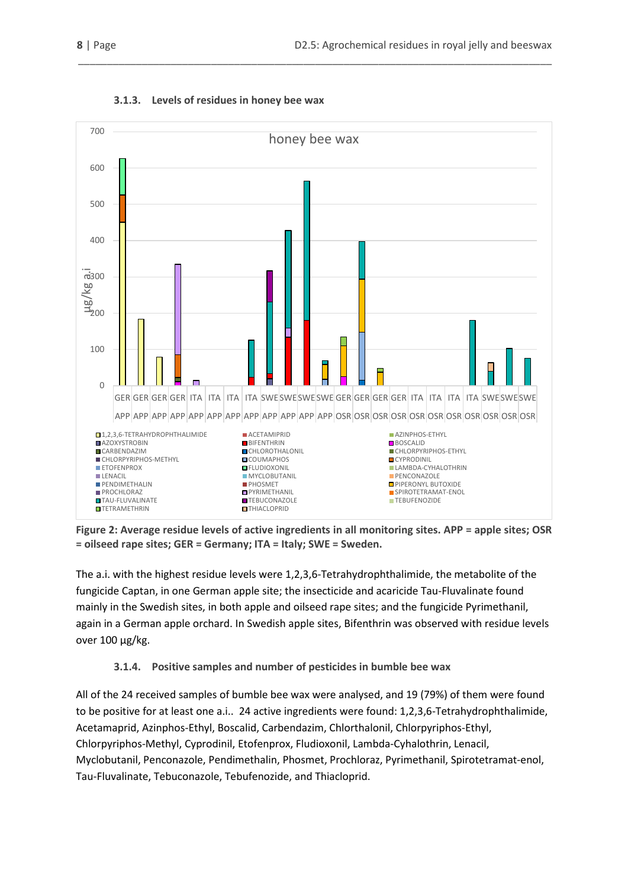### 3.1.3. Levels of residues in honey bee wax

**Figure 2: Average residue levels of active ingredients in all monitoring sites. APP = apple sites; OSR = oilseed rape sites; GER = Germany; ITA = Italy; SWE = Sweden.**

The a.i. with the highest residue levels were 1,2,3,6-Tetrahydrodrophthalimide, the metabolite of the fungicide Captan, in one German apple site; the insecticide and acaricide Tau-Fluvalinate found mainly in the Swedish sites, in both apple and oilseed rape sites; and the fungicide Pyrimethanil, again in a German apple orchard. In Swedish apple sites, Bifenthrin was observed with residue levels over 100 µg/kg.

### 3.1.4. Positive samples and number of pesticides in bumble bee wax

All of the 24 received samples of bumble bee wax were analysed, and 19 (79%) of them were found to be positive for at least one a.i.. 24 active ingredients were found: 1,2,3,6-Tetrahydrophthalimide, Acetamaprid, Azinphos-Ethyl, Boscalid, Carbendazim, Chlorthalonil, Chlorpyriphos-Ethyl, Chlorpyriphos-Methyl, Cyprodinil, Etofenprox, Fludioxonil, Lambda-Cyhalothrin, Lenacil, Myclobutanil, Penconazole, Pendimethalin, Phosmet, Prochloraz, Pyrimethanil, Spirotetramat-enol, Tau-Fluvalinate, Tebuconazole, Tebufenozide, and Thiacloprid.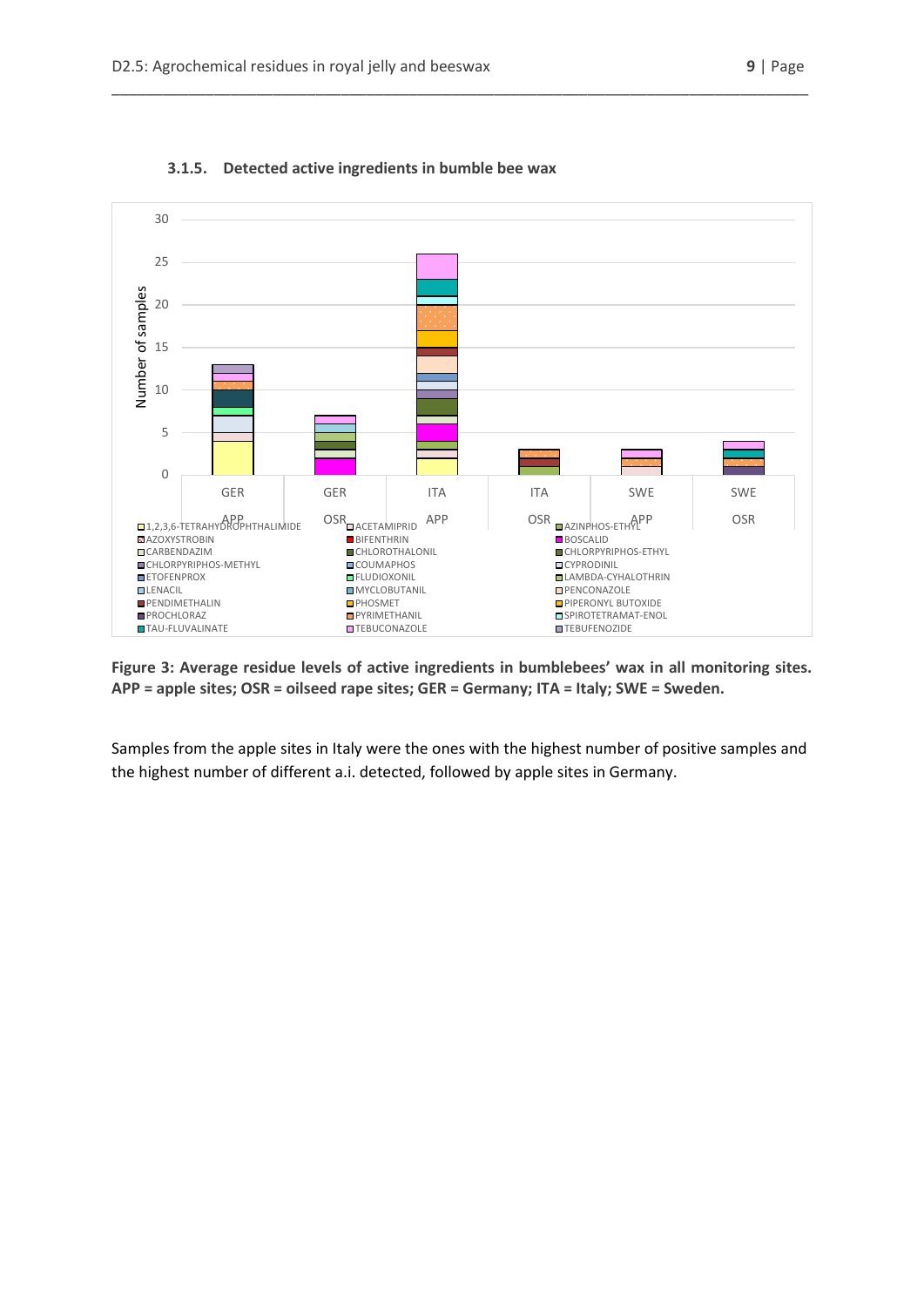### 3.1.5. Detected active ingredients in bumble bee wax

**Figure 3: Average residue levels of active ingredients in bumblebees' wax in all monitoring sites. APP = apple sites; OSR = oilseed rape sites; GER = Germany; ITA = Italy; SWE = Sweden.**

Samples from the apple sites in Italy were the ones with the highest number of positive samples and the highest number of different a.i. detected, followed by apple sites in Germany.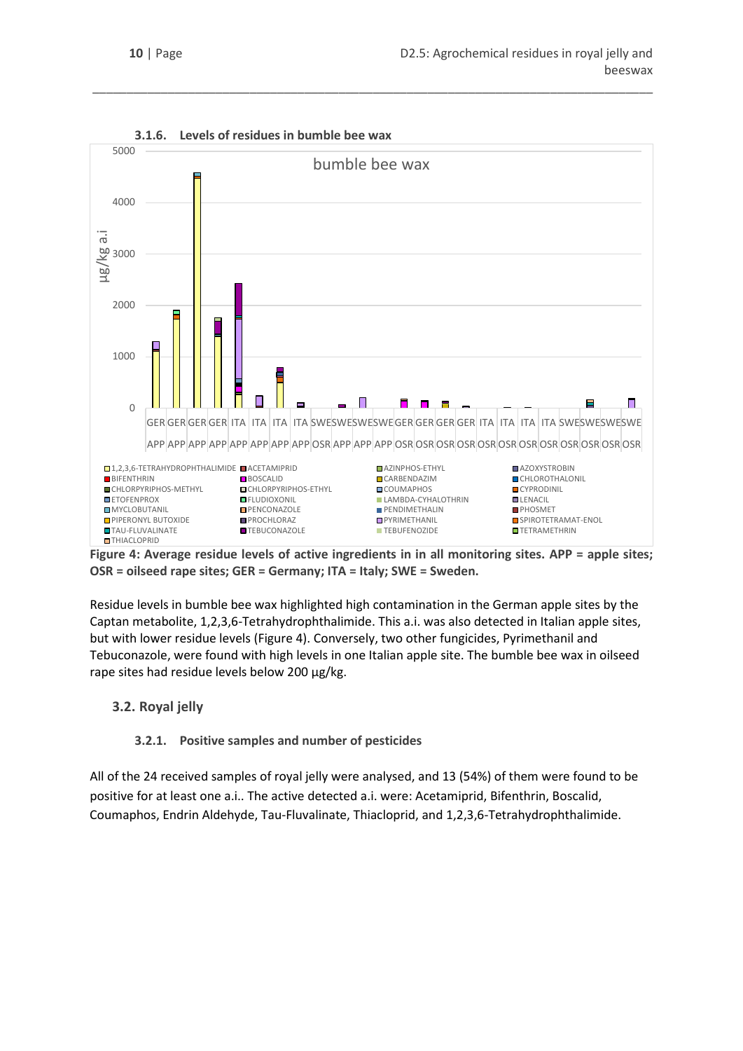#### 3.1.6. Levels of residues in bumble bee wax

**Figure 4: Average residue levels of active ingredients in in all monitoring sites. APP = apple sites; OSR = oilseed rape sites; GER = Germany; ITA = Italy; SWE = Sweden.**

Residue levels in bumble bee wax highlighted high contamination in the German apple sites by the Captan metabolite, 1,2,3,6-Tetrahydrophthalimide. This a.i. was also detected in Italian apple sites, but with lower residue levels (Figure 4). Conversely, two other fungicides, Pyrimethanil and Tebuconazole, were found with high levels in one Italian apple site. The bumble bee wax in oilseed rape sites had residue levels below 200 µg/kg.

## 3.2. Royal jelly

### 3.2.1. Positive samples and number of pesticides

All of the 24 received samples of royal jelly were analysed, and 13 (54%) of them were found to be positive for at least one a.i.. The active detected a.i. were: Acetamiprid, Bifenthrin, Boscalid, Coumaphos, Endrin Aldehyde, Tau-Fluvalinate, Thiacloprid, and 1,2,3,6-Tetrahydrophthalimide.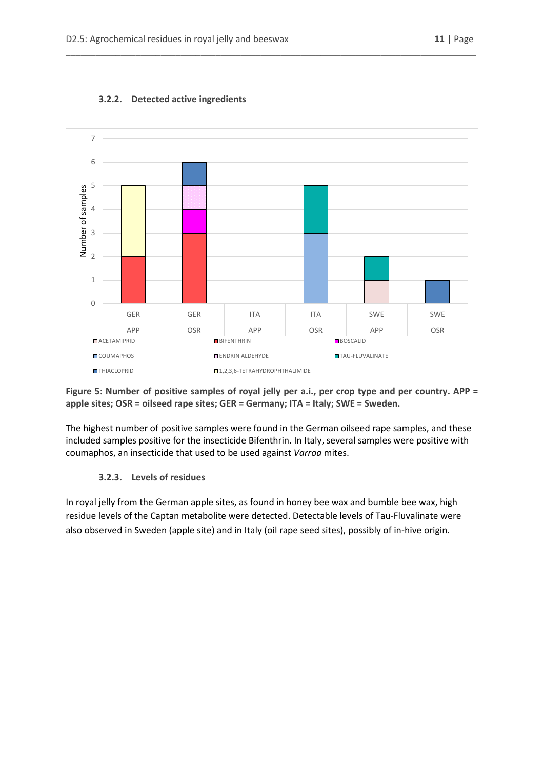### 3.2.2. Detected active ingredients

**Figure 5: Number of positive samples of royal jelly per a.i., per crop type and per country. APP = apple sites; OSR = oilseed rape sites; GER = Germany; ITA = Italy; SWE = Sweden.**

The highest number of positive samples were found in the German oilseed rape samples, and these included samples positive for the insecticide Bifenthrin. In Italy, several samples were positive with coumaphos, an insecticide that used to be used against *Varroa* mites.

### 3.2.3. Levels of residues

In royal jelly from the German apple sites, as found in honey bee wax and bumble bee wax, high residue levels of the Captan metabolite were detected. Detectable levels of Tau-Fluvalinate were also observed in Sweden (apple site) and in Italy (oil rape seed sites), possibly of in-hive origin.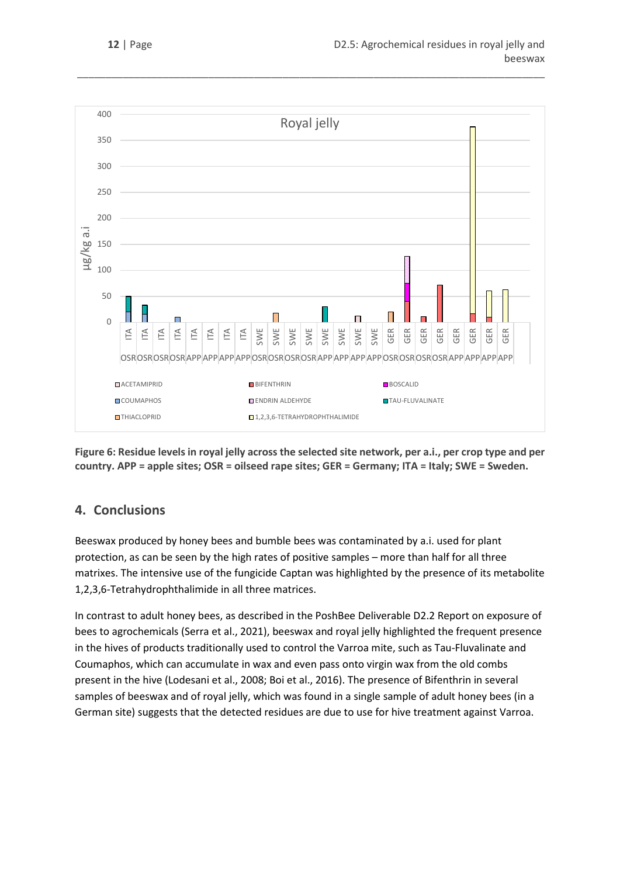**Figure 6: Residue levels in royal jelly across the selected site network, per a.i., per crop type and per country. APP = apple sites; OSR = oilseed rape sites; GER = Germany; ITA = Italy; SWE = Sweden.**

## 4. Conclusions

Beeswax produced by honey bees and bumble bees was contaminated by a.i. used for plant protection, as can be seen by the high rates of positive samples – more than half for all three matrixes. The intensive use of the fungicide Captan was highlighted by the presence of its metabolite 1,2,3,6-Tetrahydrophthalimide in all three matrices.

In contrast to adult honey bees, as described in the PoshBee Deliverable D2.2 Report on exposure of bees to agrochemicals (Serra et al., 2021), beeswax and royal jelly highlighted the frequent presence in the hives of products traditionally used to control the Varroa mite, such as Tau-Fluvalinate and Coumaphos, which can accumulate in wax and even pass onto virgin wax from the old combs present in the hive (Lodesani et al., 2008; Boi et al., 2016). The presence of Bifenthrin in several samples of beeswax and of royal jelly, which was found in a single sample of adult honey bees (in a German site) suggests that the detected residues are due to use for hive treatment against Varroa.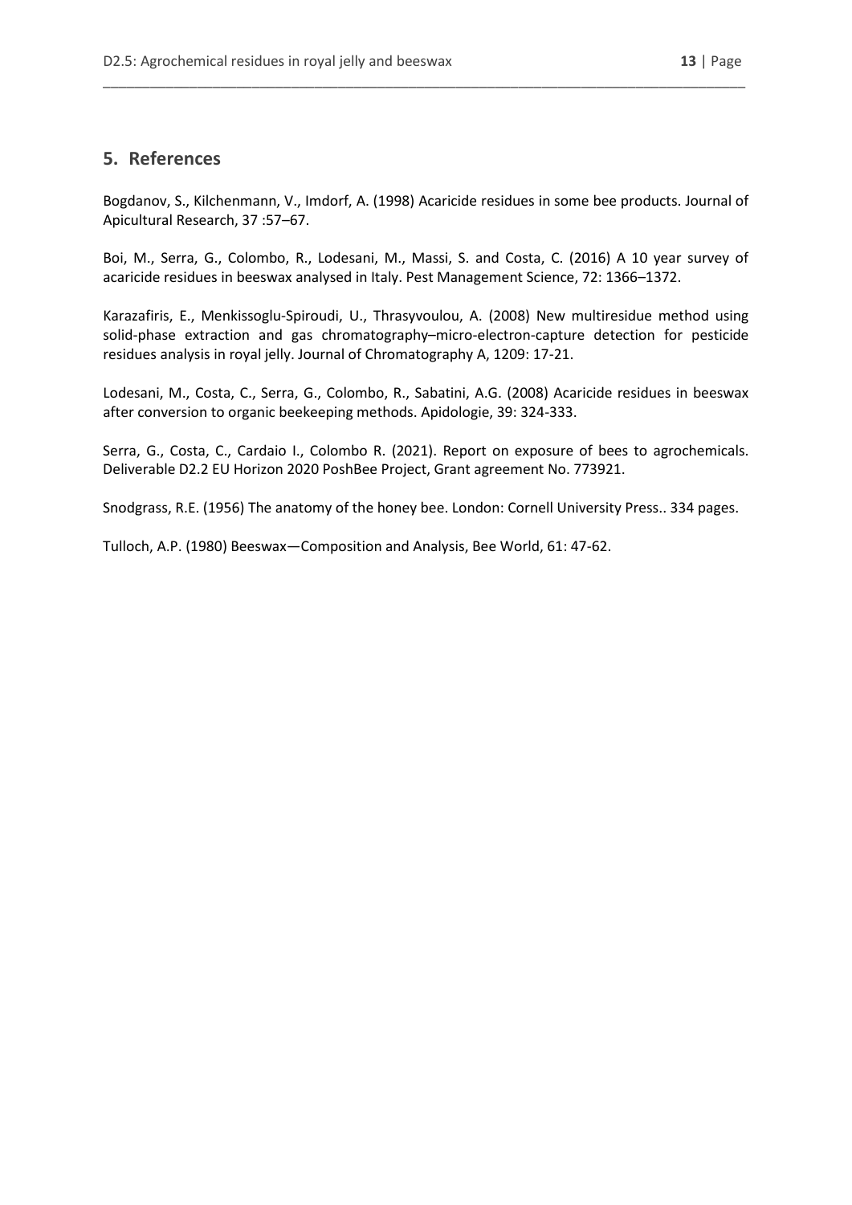## 5. References

Bogdanov, S., Kilchenmann, V., Imdorf, A. (1998) Acaricide residues in some bee products. Journal of Apicultural Research, 37 :57–67.

Boi, M., Serra, G., Colombo, R., Lodesani, M., Massi, S. and Costa, C. (2016) A 10 year survey of acaricide residues in beeswax analysed in Italy. Pest Management Science, 72: 1366–1372.

Karazafiris, E., Menkissoglu-Spiroudi, U., Thrasyvoulou, A. (2008) New multiresidue method using solid-phase extraction and gas chromatography–micro-electron-capture detection for pesticide residues analysis in royal jelly. Journal of Chromatography A, 1209: 17-21.

Lodesani, M., Costa, C., Serra, G., Colombo, R., Sabatini, A.G. (2008) Acaricide residues in beeswax after conversion to organic beekeeping methods. Apidologie, 39: 324-333.

Serra, G., Costa, C., Cardaio I., Colombo R. (2021). Report on exposure of bees to agrochemicals. Deliverable D2.2 EU Horizon 2020 PoshBee Project, Grant agreement No. 773921.

Snodgrass, R.E. (1956) The anatomy of the honey bee. London: Cornell University Press.. 334 pages.

Tulloch, A.P. (1980) Beeswax—Composition and Analysis, Bee World, 61: 47-62.